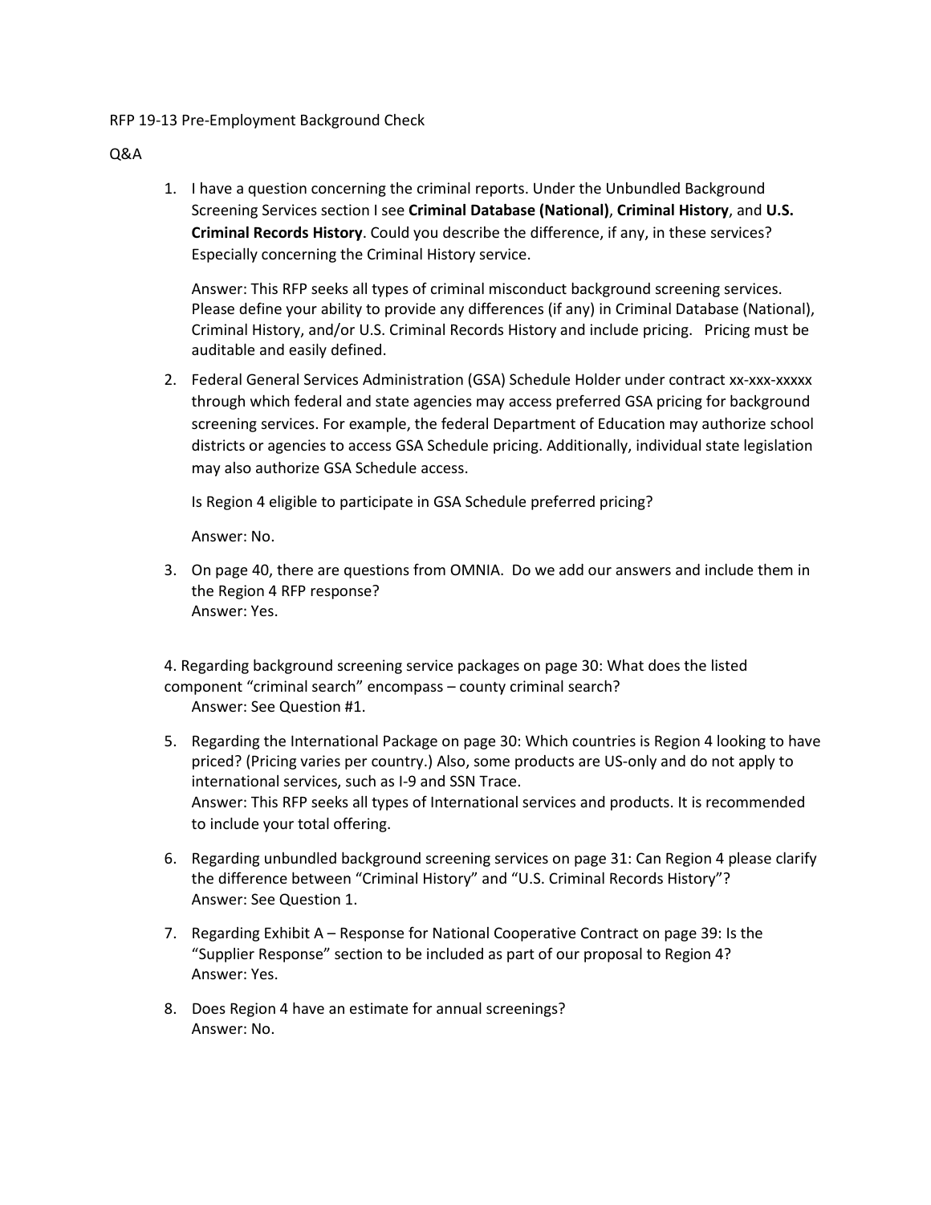RFP 19-13 Pre-Employment Background Check

Q&A

1. I have a question concerning the criminal reports. Under the Unbundled Background Screening Services section I see **Criminal Database (National)**, **Criminal History**, and **U.S. Criminal Records History**. Could you describe the difference, if any, in these services? Especially concerning the Criminal History service.

   Answer: This RFP seeks all types of criminal misconduct background screening services. Please define your ability to provide any differences (if any) in Criminal Database (National), Criminal History, and/or U.S. Criminal Records History and include pricing. Pricing must be auditable and easily defined.

2. Federal General Services Administration (GSA) Schedule Holder under contract xx-xxx-xxxxx through which federal and state agencies may access preferred GSA pricing for background screening services. For example, the federal Department of Education may authorize school districts or agencies to access GSA Schedule pricing. Additionally, individual state legislation may also authorize GSA Schedule access.

   Is Region 4 eligible to participate in GSA Schedule preferred pricing?

   Answer: No.

3. On page 40, there are questions from OMNIA. Do we add our answers and include them in the Region 4 RFP response?
   Answer: Yes.

4. Regarding background screening service packages on page 30: What does the listed component "criminal search" encompass – county criminal search?
   Answer: See Question #1.

5. Regarding the International Package on page 30: Which countries is Region 4 looking to have priced? (Pricing varies per country.) Also, some products are US-only and do not apply to international services, such as I-9 and SSN Trace.
   Answer: This RFP seeks all types of International services and products. It is recommended to include your total offering.

6. Regarding unbundled background screening services on page 31: Can Region 4 please clarify the difference between "Criminal History" and "U.S. Criminal Records History"?
   Answer: See Question 1.

7. Regarding Exhibit A – Response for National Cooperative Contract on page 39: Is the "Supplier Response" section to be included as part of our proposal to Region 4?
   Answer: Yes.

8. Does Region 4 have an estimate for annual screenings?
   Answer: No.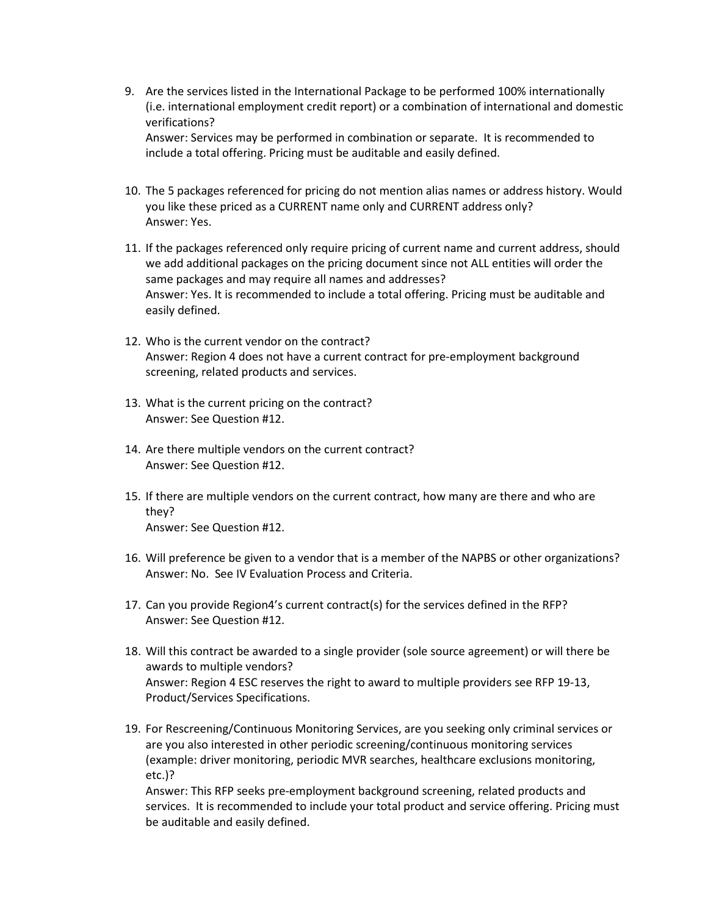9. Are the services listed in the International Package to be performed 100% internationally (i.e. international employment credit report) or a combination of international and domestic verifications?
   Answer: Services may be performed in combination or separate. It is recommended to include a total offering. Pricing must be auditable and easily defined.

10. The 5 packages referenced for pricing do not mention alias names or address history. Would you like these priced as a CURRENT name only and CURRENT address only?
    Answer: Yes.

11. If the packages referenced only require pricing of current name and current address, should we add additional packages on the pricing document since not ALL entities will order the same packages and may require all names and addresses?
    Answer: Yes. It is recommended to include a total offering. Pricing must be auditable and easily defined.

12. Who is the current vendor on the contract?
    Answer: Region 4 does not have a current contract for pre-employment background screening, related products and services.

13. What is the current pricing on the contract?
    Answer: See Question #12.

14. Are there multiple vendors on the current contract?
    Answer: See Question #12.

15. If there are multiple vendors on the current contract, how many are there and who are they?
    Answer: See Question #12.

16. Will preference be given to a vendor that is a member of the NAPBS or other organizations?
    Answer: No. See IV Evaluation Process and Criteria.

17. Can you provide Region4's current contract(s) for the services defined in the RFP?
    Answer: See Question #12.

18. Will this contract be awarded to a single provider (sole source agreement) or will there be awards to multiple vendors?
    Answer: Region 4 ESC reserves the right to award to multiple providers see RFP 19-13, Product/Services Specifications.

19. For Rescreening/Continuous Monitoring Services, are you seeking only criminal services or are you also interested in other periodic screening/continuous monitoring services (example: driver monitoring, periodic MVR searches, healthcare exclusions monitoring, etc.)?
    Answer: This RFP seeks pre-employment background screening, related products and services. It is recommended to include your total product and service offering. Pricing must be auditable and easily defined.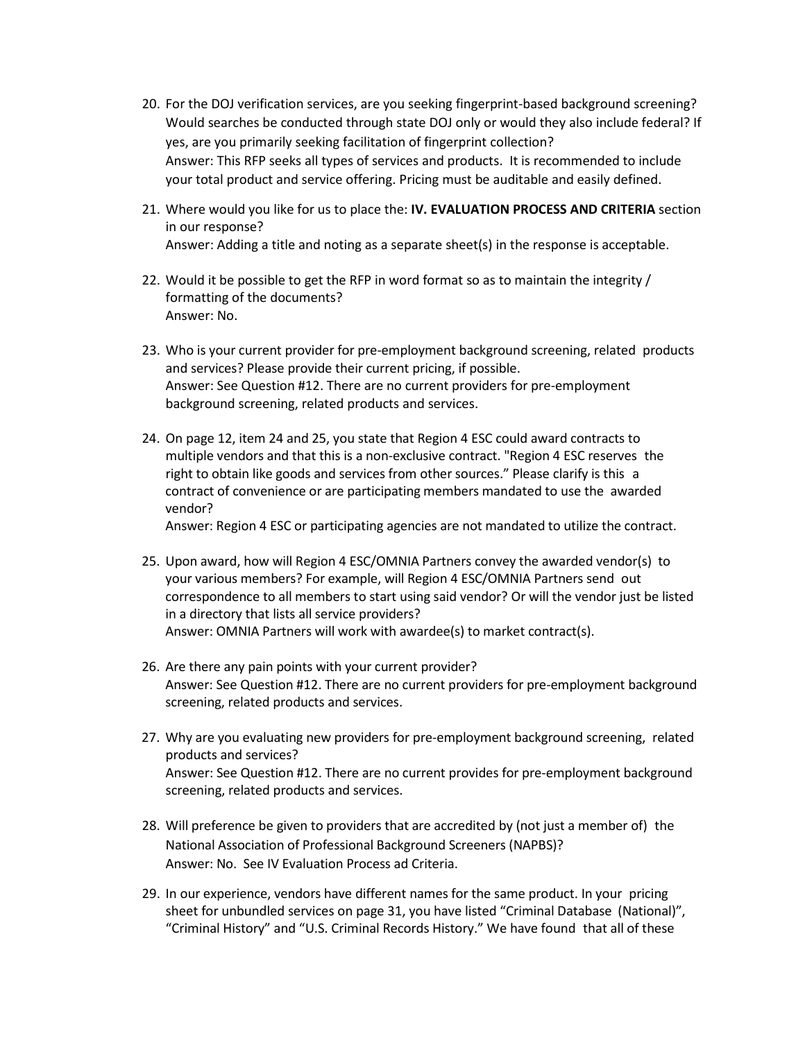20. For the DOJ verification services, are you seeking fingerprint-based background screening? Would searches be conducted through state DOJ only or would they also include federal? If yes, are you primarily seeking facilitation of fingerprint collection?
    Answer: This RFP seeks all types of services and products. It is recommended to include your total product and service offering. Pricing must be auditable and easily defined.

21. Where would you like for us to place the: **IV. EVALUATION PROCESS AND CRITERIA** section in our response?
    Answer: Adding a title and noting as a separate sheet(s) in the response is acceptable.

22. Would it be possible to get the RFP in word format so as to maintain the integrity / formatting of the documents?
    Answer: No.

23. Who is your current provider for pre-employment background screening, related products and services? Please provide their current pricing, if possible.
    Answer: See Question #12. There are no current providers for pre-employment background screening, related products and services.

24. On page 12, item 24 and 25, you state that Region 4 ESC could award contracts to multiple vendors and that this is a non-exclusive contract. "Region 4 ESC reserves the right to obtain like goods and services from other sources." Please clarify is this a contract of convenience or are participating members mandated to use the awarded vendor?
    Answer: Region 4 ESC or participating agencies are not mandated to utilize the contract.

25. Upon award, how will Region 4 ESC/OMNIA Partners convey the awarded vendor(s) to your various members? For example, will Region 4 ESC/OMNIA Partners send out correspondence to all members to start using said vendor? Or will the vendor just be listed in a directory that lists all service providers?
    Answer: OMNIA Partners will work with awardee(s) to market contract(s).

26. Are there any pain points with your current provider?
    Answer: See Question #12. There are no current providers for pre-employment background screening, related products and services.

27. Why are you evaluating new providers for pre-employment background screening, related products and services?
    Answer: See Question #12. There are no current provides for pre-employment background screening, related products and services.

28. Will preference be given to providers that are accredited by (not just a member of) the National Association of Professional Background Screeners (NAPBS)?
    Answer: No. See IV Evaluation Process ad Criteria.

29. In our experience, vendors have different names for the same product. In your pricing sheet for unbundled services on page 31, you have listed "Criminal Database (National)", "Criminal History" and "U.S. Criminal Records History." We have found that all of these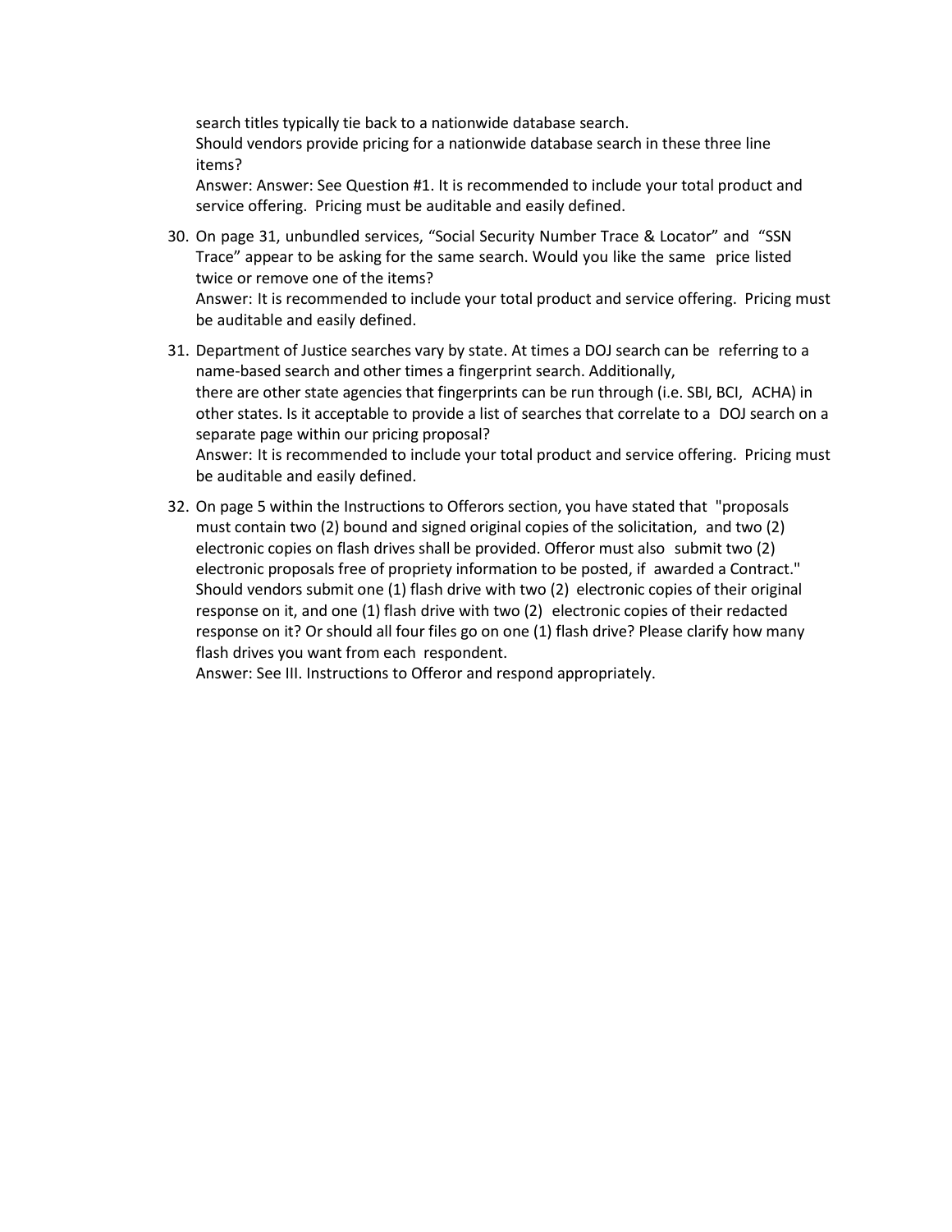search titles typically tie back to a nationwide database search.
Should vendors provide pricing for a nationwide database search in these three line items?
Answer: Answer: See Question #1. It is recommended to include your total product and service offering. Pricing must be auditable and easily defined.

30. On page 31, unbundled services, "Social Security Number Trace & Locator" and "SSN Trace" appear to be asking for the same search. Would you like the same price listed twice or remove one of the items?
    Answer: It is recommended to include your total product and service offering. Pricing must be auditable and easily defined.

31. Department of Justice searches vary by state. At times a DOJ search can be referring to a name-based search and other times a fingerprint search. Additionally,
    there are other state agencies that fingerprints can be run through (i.e. SBI, BCI, ACHA) in other states. Is it acceptable to provide a list of searches that correlate to a DOJ search on a separate page within our pricing proposal?
    Answer: It is recommended to include your total product and service offering. Pricing must be auditable and easily defined.

32. On page 5 within the Instructions to Offerors section, you have stated that "proposals must contain two (2) bound and signed original copies of the solicitation, and two (2) electronic copies on flash drives shall be provided. Offeror must also submit two (2) electronic proposals free of propriety information to be posted, if awarded a Contract." Should vendors submit one (1) flash drive with two (2) electronic copies of their original response on it, and one (1) flash drive with two (2) electronic copies of their redacted response on it? Or should all four files go on one (1) flash drive? Please clarify how many flash drives you want from each respondent.
    Answer: See III. Instructions to Offeror and respond appropriately.